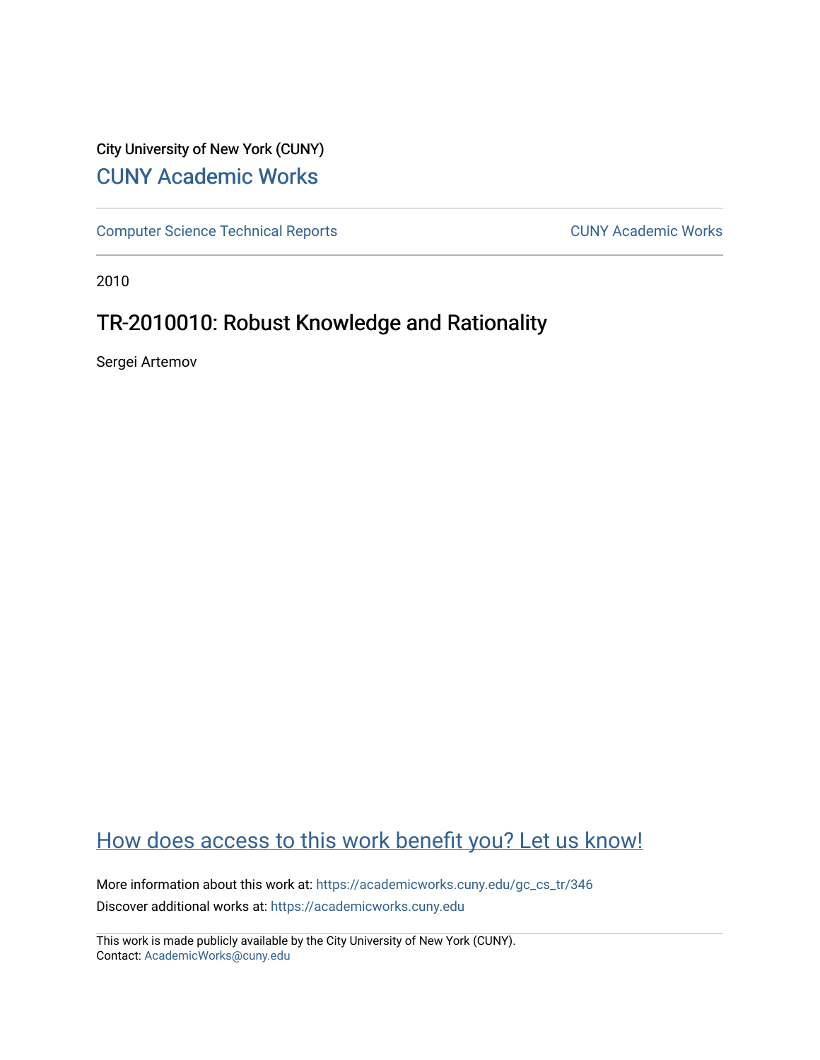City University of New York (CUNY)

[CUNY Academic Works](https://academicworks.cuny.edu)

[Computer Science Technical Reports](https://academicworks.cuny.edu/gc_cs_tr) | [CUNY Academic Works](https://academicworks.cuny.edu)

2010

# TR-2010010: Robust Knowledge and Rationality

Sergei Artemov

## How does access to this work benefit you? Let us know!

More information about this work at: https://academicworks.cuny.edu/gc_cs_tr/346

Discover additional works at: https://academicworks.cuny.edu

This work is made publicly available by the City University of New York (CUNY).
Contact: AcademicWorks@cuny.edu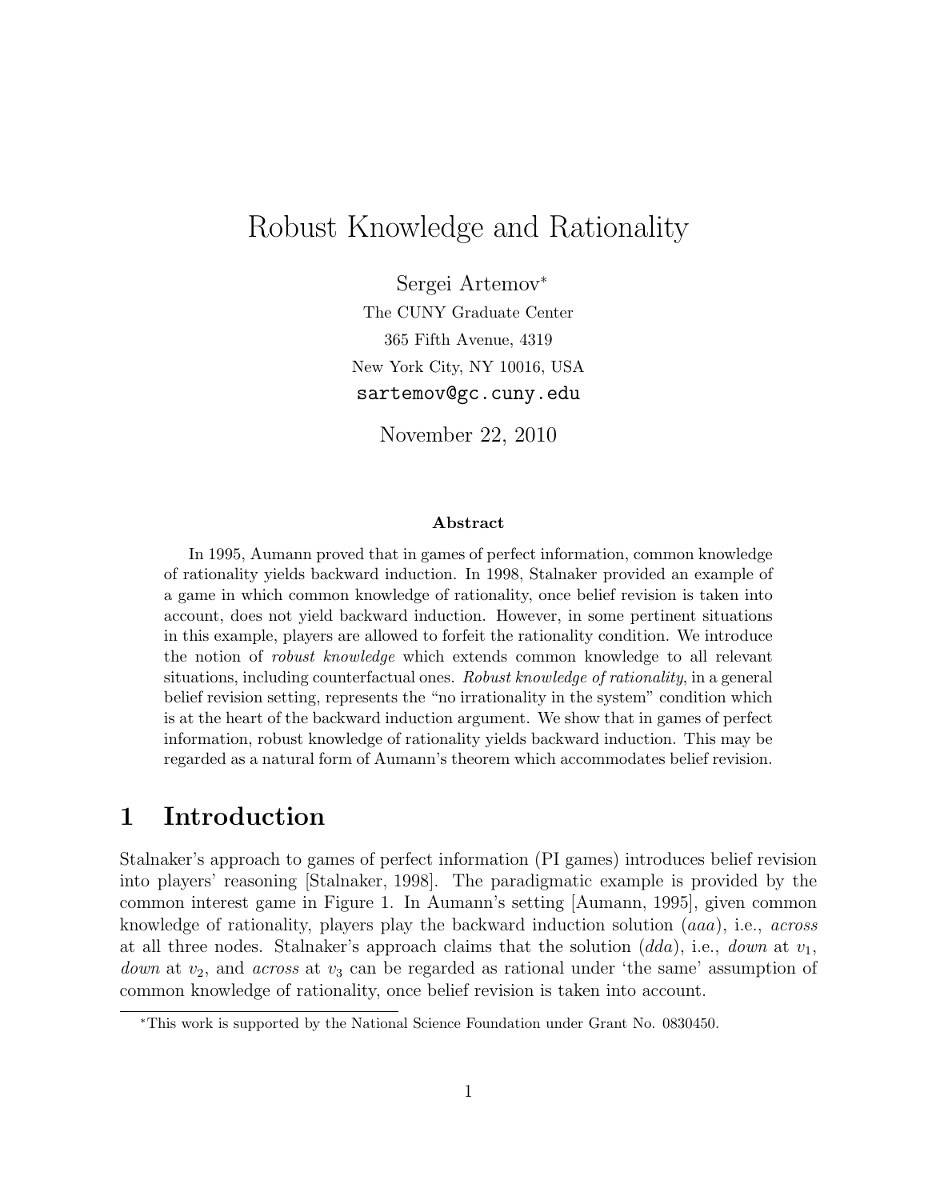# Robust Knowledge and Rationality

Sergei Artemov*

The CUNY Graduate Center

365 Fifth Avenue, 4319

New York City, NY 10016, USA

sartemov@gc.cuny.edu

November 22, 2010

### Abstract

In 1995, Aumann proved that in games of perfect information, common knowledge of rationality yields backward induction. In 1998, Stalnaker provided an example of a game in which common knowledge of rationality, once belief revision is taken into account, does not yield backward induction. However, in some pertinent situations in this example, players are allowed to forfeit the rationality condition. We introduce the notion of *robust knowledge* which extends common knowledge to all relevant situations, including counterfactual ones. *Robust knowledge of rationality*, in a general belief revision setting, represents the "no irrationality in the system" condition which is at the heart of the backward induction argument. We show that in games of perfect information, robust knowledge of rationality yields backward induction. This may be regarded as a natural form of Aumann's theorem which accommodates belief revision.

## 1 Introduction

Stalnaker's approach to games of perfect information (PI games) introduces belief revision into players' reasoning [Stalnaker, 1998]. The paradigmatic example is provided by the common interest game in Figure 1. In Aumann's setting [Aumann, 1995], given common knowledge of rationality, players play the backward induction solution ($aaa$), i.e., *across* at all three nodes. Stalnaker's approach claims that the solution ($dda$), i.e., *down* at $v_1$, *down* at $v_2$, and *across* at $v_3$ can be regarded as rational under 'the same' assumption of common knowledge of rationality, once belief revision is taken into account.

*This work is supported by the National Science Foundation under Grant No. 0830450.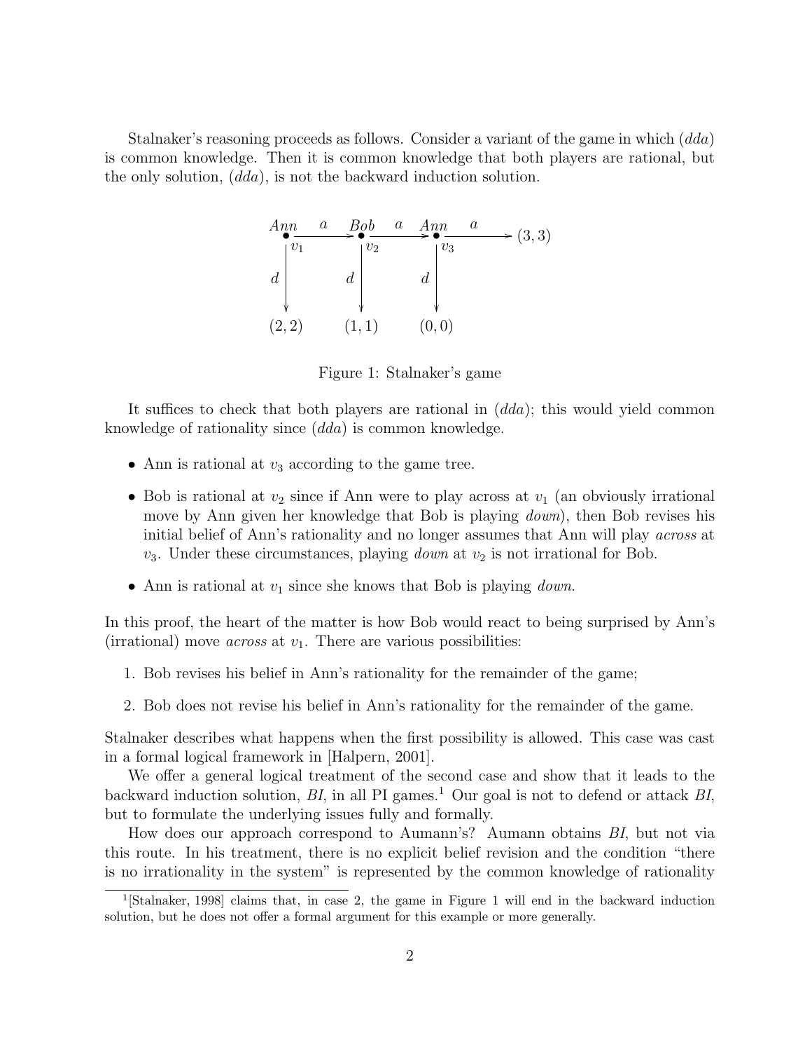Stalnaker's reasoning proceeds as follows. Consider a variant of the game in which $(dda)$ is common knowledge. Then it is common knowledge that both players are rational, but the only solution, $(dda)$, is not the backward induction solution.

Figure 1: Stalnaker's game

It suffices to check that both players are rational in $(dda)$; this would yield common knowledge of rationality since $(dda)$ is common knowledge.

- Ann is rational at $v_3$ according to the game tree.
- Bob is rational at $v_2$ since if Ann were to play across at $v_1$ (an obviously irrational move by Ann given her knowledge that Bob is playing *down*), then Bob revises his initial belief of Ann's rationality and no longer assumes that Ann will play *across* at $v_3$. Under these circumstances, playing *down* at $v_2$ is not irrational for Bob.
- Ann is rational at $v_1$ since she knows that Bob is playing *down*.

In this proof, the heart of the matter is how Bob would react to being surprised by Ann's (irrational) move *across* at $v_1$. There are various possibilities:

1. Bob revises his belief in Ann's rationality for the remainder of the game;
2. Bob does not revise his belief in Ann's rationality for the remainder of the game.

Stalnaker describes what happens when the first possibility is allowed. This case was cast in a formal logical framework in [Halpern, 2001].

We offer a general logical treatment of the second case and show that it leads to the backward induction solution, *BI*, in all PI games.[1] Our goal is not to defend or attack *BI*, but to formulate the underlying issues fully and formally.

How does our approach correspond to Aumann's? Aumann obtains *BI*, but not via this route. In his treatment, there is no explicit belief revision and the condition "there is no irrationality in the system" is represented by the common knowledge of rationality

[1] [Stalnaker, 1998] claims that, in case 2, the game in Figure 1 will end in the backward induction solution, but he does not offer a formal argument for this example or more generally.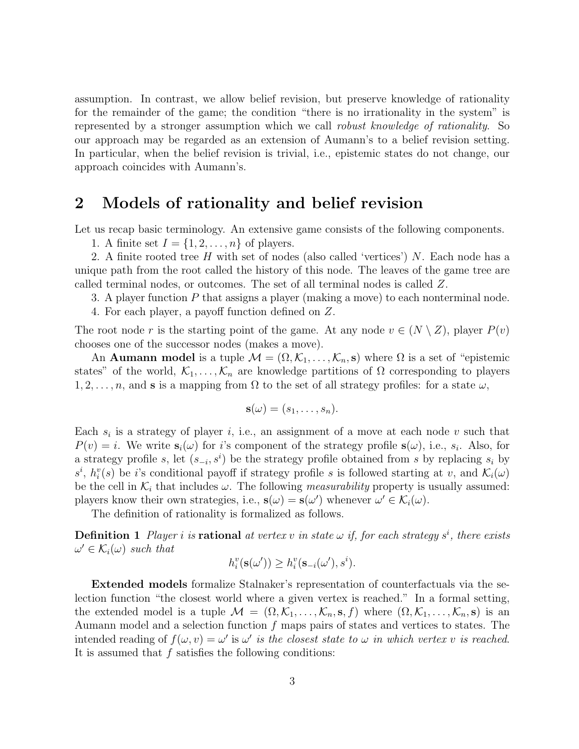assumption. In contrast, we allow belief revision, but preserve knowledge of rationality for the remainder of the game; the condition "there is no irrationality in the system" is represented by a stronger assumption which we call *robust knowledge of rationality*. So our approach may be regarded as an extension of Aumann's to a belief revision setting. In particular, when the belief revision is trivial, i.e., epistemic states do not change, our approach coincides with Aumann's.

## 2 Models of rationality and belief revision

Let us recap basic terminology. An extensive game consists of the following components.

1. A finite set $I = \{1, 2, \ldots, n\}$ of players.

2. A finite rooted tree $H$ with set of nodes (also called 'vertices') $N$. Each node has a unique path from the root called the history of this node. The leaves of the game tree are called terminal nodes, or outcomes. The set of all terminal nodes is called $Z$.

3. A player function $P$ that assigns a player (making a move) to each nonterminal node.

4. For each player, a payoff function defined on $Z$.

The root node $r$ is the starting point of the game. At any node $v \in (N \setminus Z)$, player $P(v)$ chooses one of the successor nodes (makes a move).

An **Aumann model** is a tuple $\mathcal{M} = (\Omega, \mathcal{K}_1, \ldots, \mathcal{K}_n, \mathbf{s})$ where $\Omega$ is a set of "epistemic states" of the world, $\mathcal{K}_1, \ldots, \mathcal{K}_n$ are knowledge partitions of $\Omega$ corresponding to players $1, 2, \ldots, n$, and $\mathbf{s}$ is a mapping from $\Omega$ to the set of all strategy profiles: for a state $\omega$,

$$\mathbf{s}(\omega) = (s_1, \ldots, s_n).$$

Each $s_i$ is a strategy of player $i$, i.e., an assignment of a move at each node $v$ such that $P(v) = i$. We write $\mathbf{s}_i(\omega)$ for $i$'s component of the strategy profile $\mathbf{s}(\omega)$, i.e., $s_i$. Also, for a strategy profile $s$, let $(s_{-i}, s^i)$ be the strategy profile obtained from $s$ by replacing $s_i$ by $s^i$, $h_i^v(s)$ be $i$'s conditional payoff if strategy profile $s$ is followed starting at $v$, and $\mathcal{K}_i(\omega)$ be the cell in $\mathcal{K}_i$ that includes $\omega$. The following *measurability* property is usually assumed: players know their own strategies, i.e., $\mathbf{s}(\omega) = \mathbf{s}(\omega')$ whenever $\omega' \in \mathcal{K}_i(\omega)$.

The definition of rationality is formalized as follows.

**Definition 1** *Player $i$ is* **rational** *at vertex $v$ in state $\omega$ if, for each strategy $s^i$, there exists $\omega' \in \mathcal{K}_i(\omega)$ such that*

$$h_i^v(\mathbf{s}(\omega')) \geq h_i^v(\mathbf{s}_{-i}(\omega'), s^i).$$

**Extended models** formalize Stalnaker's representation of counterfactuals via the selection function "the closest world where a given vertex is reached." In a formal setting, the extended model is a tuple $\mathcal{M} = (\Omega, \mathcal{K}_1, \ldots, \mathcal{K}_n, \mathbf{s}, f)$ where $(\Omega, \mathcal{K}_1, \ldots, \mathcal{K}_n, \mathbf{s})$ is an Aumann model and a selection function $f$ maps pairs of states and vertices to states. The intended reading of $f(\omega, v) = \omega'$ is $\omega'$ *is the closest state to $\omega$ in which vertex $v$ is reached*. It is assumed that $f$ satisfies the following conditions: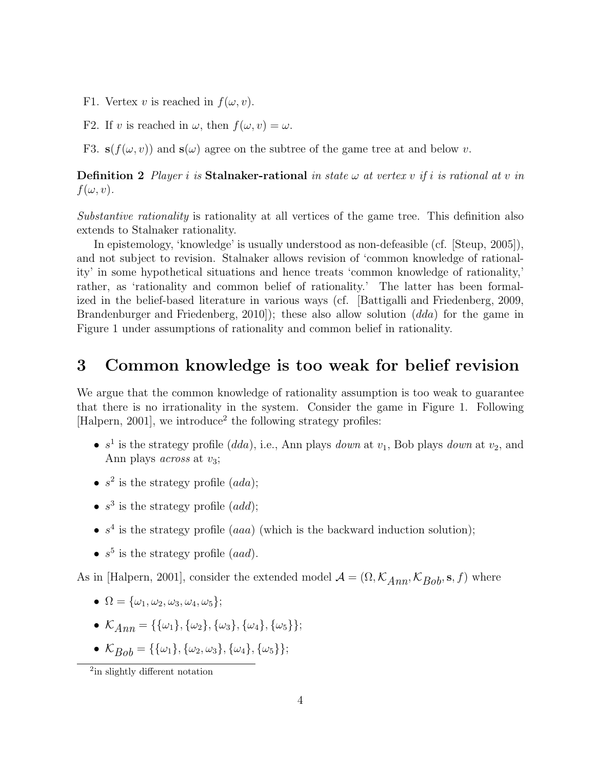F1. Vertex $v$ is reached in $f(\omega, v)$.

F2. If $v$ is reached in $\omega$, then $f(\omega, v) = \omega$.

F3. $\mathbf{s}(f(\omega, v))$ and $\mathbf{s}(\omega)$ agree on the subtree of the game tree at and below $v$.

**Definition 2** *Player $i$ is* **Stalnaker-rational** *in state $\omega$ at vertex $v$ if $i$ is rational at $v$ in $f(\omega, v)$.*

*Substantive rationality* is rationality at all vertices of the game tree. This definition also extends to Stalnaker rationality.

In epistemology, 'knowledge' is usually understood as non-defeasible (cf. [Steup, 2005]), and not subject to revision. Stalnaker allows revision of 'common knowledge of rationality' in some hypothetical situations and hence treats 'common knowledge of rationality,' rather, as 'rationality and common belief of rationality.' The latter has been formalized in the belief-based literature in various ways (cf. [Battigalli and Friedenberg, 2009, Brandenburger and Friedenberg, 2010]); these also allow solution ($dda$) for the game in Figure 1 under assumptions of rationality and common belief in rationality.

# 3 Common knowledge is too weak for belief revision

We argue that the common knowledge of rationality assumption is too weak to guarantee that there is no irrationality in the system. Consider the game in Figure 1. Following [Halpern, 2001], we introduce[2] the following strategy profiles:

- $s^1$ is the strategy profile ($dda$), i.e., Ann plays *down* at $v_1$, Bob plays *down* at $v_2$, and Ann plays *across* at $v_3$;
- $s^2$ is the strategy profile ($ada$);
- $s^3$ is the strategy profile ($add$);
- $s^4$ is the strategy profile ($aaa$) (which is the backward induction solution);
- $s^5$ is the strategy profile ($aad$).

As in [Halpern, 2001], consider the extended model $\mathcal{A} = (\Omega, \mathcal{K}_{Ann}, \mathcal{K}_{Bob}, \mathbf{s}, f)$ where

- $\Omega = \{\omega_1, \omega_2, \omega_3, \omega_4, \omega_5\}$;
- $\mathcal{K}_{Ann} = \{\{\omega_1\}, \{\omega_2\}, \{\omega_3\}, \{\omega_4\}, \{\omega_5\}\}$;
- $\mathcal{K}_{Bob} = \{\{\omega_1\}, \{\omega_2, \omega_3\}, \{\omega_4\}, \{\omega_5\}\}$;

[2] in slightly different notation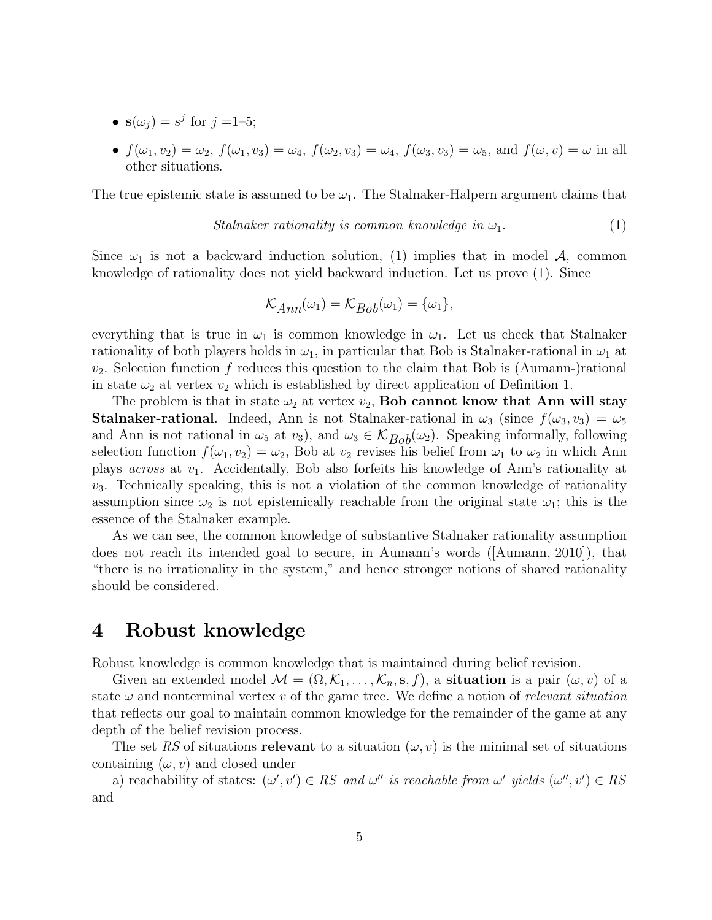- $\mathbf{s}(\omega_j) = s^j$ for $j$ =1–5;
- $f(\omega_1, v_2) = \omega_2,\ f(\omega_1, v_3) = \omega_4,\ f(\omega_2, v_3) = \omega_4,\ f(\omega_3, v_3) = \omega_5$, and $f(\omega, v) = \omega$ in all other situations.

The true epistemic state is assumed to be $\omega_1$. The Stalnaker-Halpern argument claims that

$$\textit{Stalnaker rationality is common knowledge in } \omega_1. \tag{1}$$

Since $\omega_1$ is not a backward induction solution, (1) implies that in model $\mathcal{A}$, common knowledge of rationality does not yield backward induction. Let us prove (1). Since

$$\mathcal{K}_{Ann}(\omega_1) = \mathcal{K}_{Bob}(\omega_1) = \{\omega_1\},$$

everything that is true in $\omega_1$ is common knowledge in $\omega_1$. Let us check that Stalnaker rationality of both players holds in $\omega_1$, in particular that Bob is Stalnaker-rational in $\omega_1$ at $v_2$. Selection function $f$ reduces this question to the claim that Bob is (Aumann-)rational in state $\omega_2$ at vertex $v_2$ which is established by direct application of Definition 1.

The problem is that in state $\omega_2$ at vertex $v_2$, **Bob cannot know that Ann will stay Stalnaker-rational**. Indeed, Ann is not Stalnaker-rational in $\omega_3$ (since $f(\omega_3, v_3) = \omega_5$ and Ann is not rational in $\omega_5$ at $v_3$), and $\omega_3 \in \mathcal{K}_{Bob}(\omega_2)$. Speaking informally, following selection function $f(\omega_1, v_2) = \omega_2$, Bob at $v_2$ revises his belief from $\omega_1$ to $\omega_2$ in which Ann plays *across* at $v_1$. Accidentally, Bob also forfeits his knowledge of Ann's rationality at $v_3$. Technically speaking, this is not a violation of the common knowledge of rationality assumption since $\omega_2$ is not epistemically reachable from the original state $\omega_1$; this is the essence of the Stalnaker example.

As we can see, the common knowledge of substantive Stalnaker rationality assumption does not reach its intended goal to secure, in Aumann's words ([Aumann, 2010]), that "there is no irrationality in the system," and hence stronger notions of shared rationality should be considered.

# 4 Robust knowledge

Robust knowledge is common knowledge that is maintained during belief revision.

Given an extended model $\mathcal{M} = (\Omega, \mathcal{K}_1, \ldots, \mathcal{K}_n, \mathbf{s}, f)$, a **situation** is a pair $(\omega, v)$ of a state $\omega$ and nonterminal vertex $v$ of the game tree. We define a notion of *relevant situation* that reflects our goal to maintain common knowledge for the remainder of the game at any depth of the belief revision process.

The set $RS$ of situations **relevant** to a situation $(\omega, v)$ is the minimal set of situations containing $(\omega, v)$ and closed under

a) reachability of states: *$(\omega', v') \in RS$ and $\omega''$ is reachable from $\omega'$ yields $(\omega'', v') \in RS$* and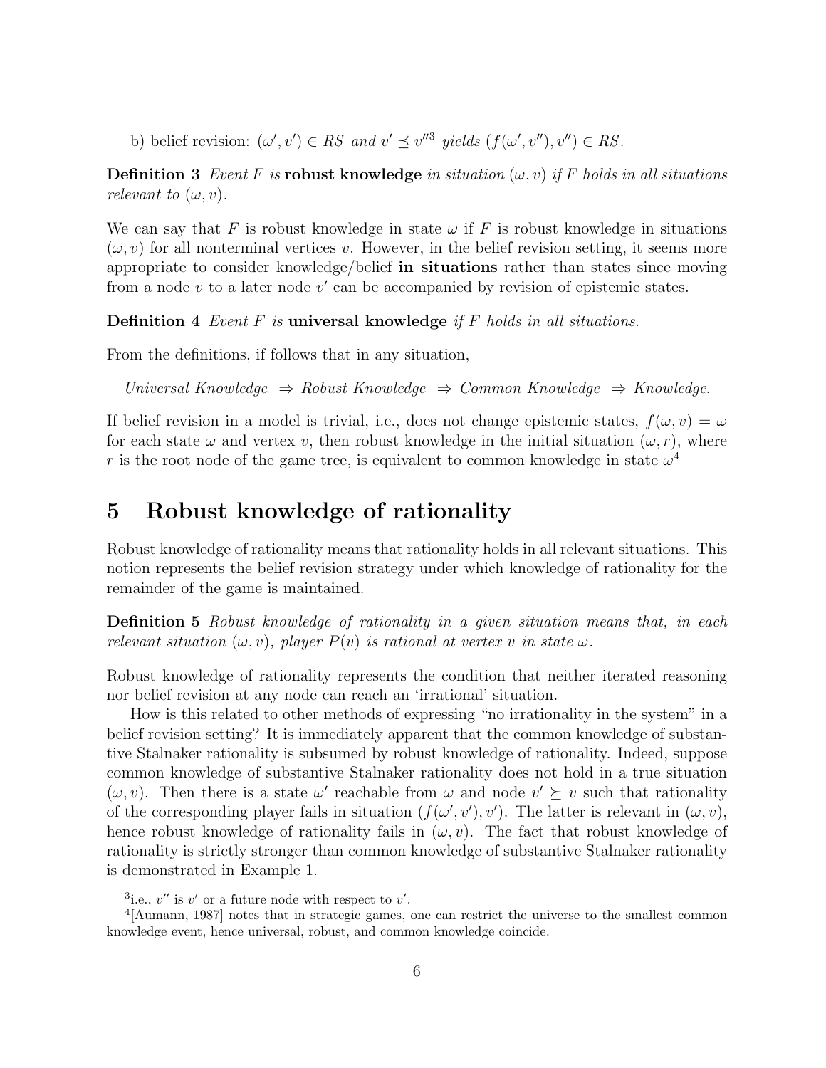b) belief revision: $(\omega', v') \in RS$ *and* $v' \preceq v''$[3] *yields* $(f(\omega', v''), v'') \in RS$.

**Definition 3** *Event $F$ is* **robust knowledge** *in situation $(\omega, v)$ if $F$ holds in all situations relevant to $(\omega, v)$.*

We can say that $F$ is robust knowledge in state $\omega$ if $F$ is robust knowledge in situations $(\omega, v)$ for all nonterminal vertices $v$. However, in the belief revision setting, it seems more appropriate to consider knowledge/belief **in situations** rather than states since moving from a node $v$ to a later node $v'$ can be accompanied by revision of epistemic states.

**Definition 4** *Event $F$ is* **universal knowledge** *if $F$ holds in all situations.*

From the definitions, if follows that in any situation,

*Universal Knowledge* $\Rightarrow$ *Robust Knowledge* $\Rightarrow$ *Common Knowledge* $\Rightarrow$ *Knowledge.*

If belief revision in a model is trivial, i.e., does not change epistemic states, $f(\omega, v) = \omega$ for each state $\omega$ and vertex $v$, then robust knowledge in the initial situation $(\omega, r)$, where $r$ is the root node of the game tree, is equivalent to common knowledge in state $\omega$[4]

## 5 Robust knowledge of rationality

Robust knowledge of rationality means that rationality holds in all relevant situations. This notion represents the belief revision strategy under which knowledge of rationality for the remainder of the game is maintained.

**Definition 5** *Robust knowledge of rationality in a given situation means that, in each relevant situation $(\omega, v)$, player $P(v)$ is rational at vertex $v$ in state $\omega$.*

Robust knowledge of rationality represents the condition that neither iterated reasoning nor belief revision at any node can reach an 'irrational' situation.

How is this related to other methods of expressing "no irrationality in the system" in a belief revision setting? It is immediately apparent that the common knowledge of substantive Stalnaker rationality is subsumed by robust knowledge of rationality. Indeed, suppose common knowledge of substantive Stalnaker rationality does not hold in a true situation $(\omega, v)$. Then there is a state $\omega'$ reachable from $\omega$ and node $v' \succeq v$ such that rationality of the corresponding player fails in situation $(f(\omega', v'), v')$. The latter is relevant in $(\omega, v)$, hence robust knowledge of rationality fails in $(\omega, v)$. The fact that robust knowledge of rationality is strictly stronger than common knowledge of substantive Stalnaker rationality is demonstrated in Example 1.

[3] i.e., $v''$ is $v'$ or a future node with respect to $v'$.

[4] [Aumann, 1987] notes that in strategic games, one can restrict the universe to the smallest common knowledge event, hence universal, robust, and common knowledge coincide.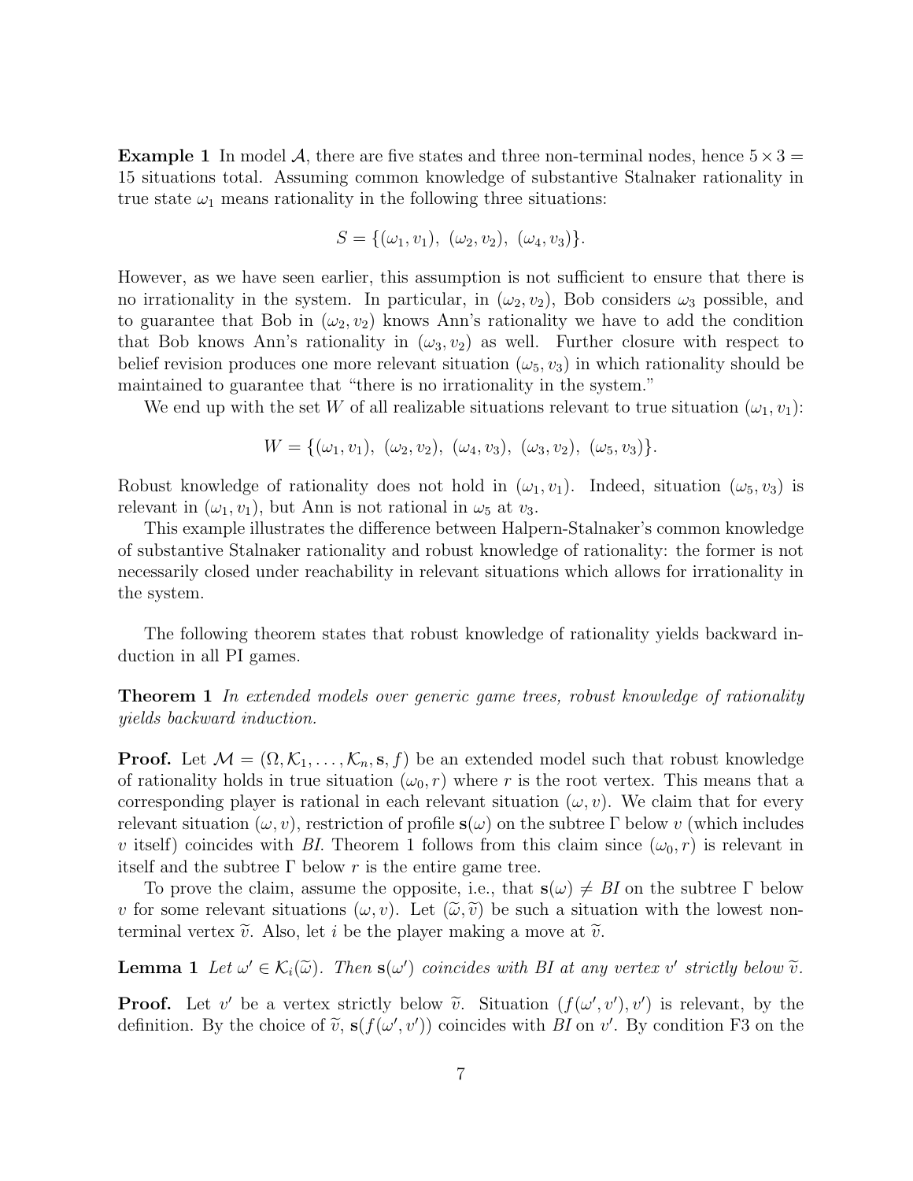**Example 1** In model $\mathcal{A}$, there are five states and three non-terminal nodes, hence $5 \times 3 = 15$ situations total. Assuming common knowledge of substantive Stalnaker rationality in true state $\omega_1$ means rationality in the following three situations:

$$S = \{(\omega_1, v_1),\ (\omega_2, v_2),\ (\omega_4, v_3)\}.$$

However, as we have seen earlier, this assumption is not sufficient to ensure that there is no irrationality in the system. In particular, in $(\omega_2, v_2)$, Bob considers $\omega_3$ possible, and to guarantee that Bob in $(\omega_2, v_2)$ knows Ann's rationality we have to add the condition that Bob knows Ann's rationality in $(\omega_3, v_2)$ as well. Further closure with respect to belief revision produces one more relevant situation $(\omega_5, v_3)$ in which rationality should be maintained to guarantee that "there is no irrationality in the system."

We end up with the set $W$ of all realizable situations relevant to true situation $(\omega_1, v_1)$:

$$W = \{(\omega_1, v_1),\ (\omega_2, v_2),\ (\omega_4, v_3),\ (\omega_3, v_2),\ (\omega_5, v_3)\}.$$

Robust knowledge of rationality does not hold in $(\omega_1, v_1)$. Indeed, situation $(\omega_5, v_3)$ is relevant in $(\omega_1, v_1)$, but Ann is not rational in $\omega_5$ at $v_3$.

This example illustrates the difference between Halpern-Stalnaker's common knowledge of substantive Stalnaker rationality and robust knowledge of rationality: the former is not necessarily closed under reachability in relevant situations which allows for irrationality in the system.

The following theorem states that robust knowledge of rationality yields backward induction in all PI games.

**Theorem 1** *In extended models over generic game trees, robust knowledge of rationality yields backward induction.*

**Proof.** Let $\mathcal{M} = (\Omega, \mathcal{K}_1, \ldots, \mathcal{K}_n, \mathbf{s}, f)$ be an extended model such that robust knowledge of rationality holds in true situation $(\omega_0, r)$ where $r$ is the root vertex. This means that a corresponding player is rational in each relevant situation $(\omega, v)$. We claim that for every relevant situation $(\omega, v)$, restriction of profile $\mathbf{s}(\omega)$ on the subtree $\Gamma$ below $v$ (which includes $v$ itself) coincides with *BI*. Theorem 1 follows from this claim since $(\omega_0, r)$ is relevant in itself and the subtree $\Gamma$ below $r$ is the entire game tree.

To prove the claim, assume the opposite, i.e., that $\mathbf{s}(\omega) \neq BI$ on the subtree $\Gamma$ below $v$ for some relevant situations $(\omega, v)$. Let $(\widetilde{\omega}, \widetilde{v})$ be such a situation with the lowest non-terminal vertex $\widetilde{v}$. Also, let $i$ be the player making a move at $\widetilde{v}$.

**Lemma 1** *Let $\omega' \in \mathcal{K}_i(\widetilde{\omega})$. Then $\mathbf{s}(\omega')$ coincides with BI at any vertex $v'$ strictly below $\widetilde{v}$.*

**Proof.** Let $v'$ be a vertex strictly below $\widetilde{v}$. Situation $(f(\omega', v'), v')$ is relevant, by the definition. By the choice of $\widetilde{v}$, $\mathbf{s}(f(\omega', v'))$ coincides with *BI* on $v'$. By condition F3 on the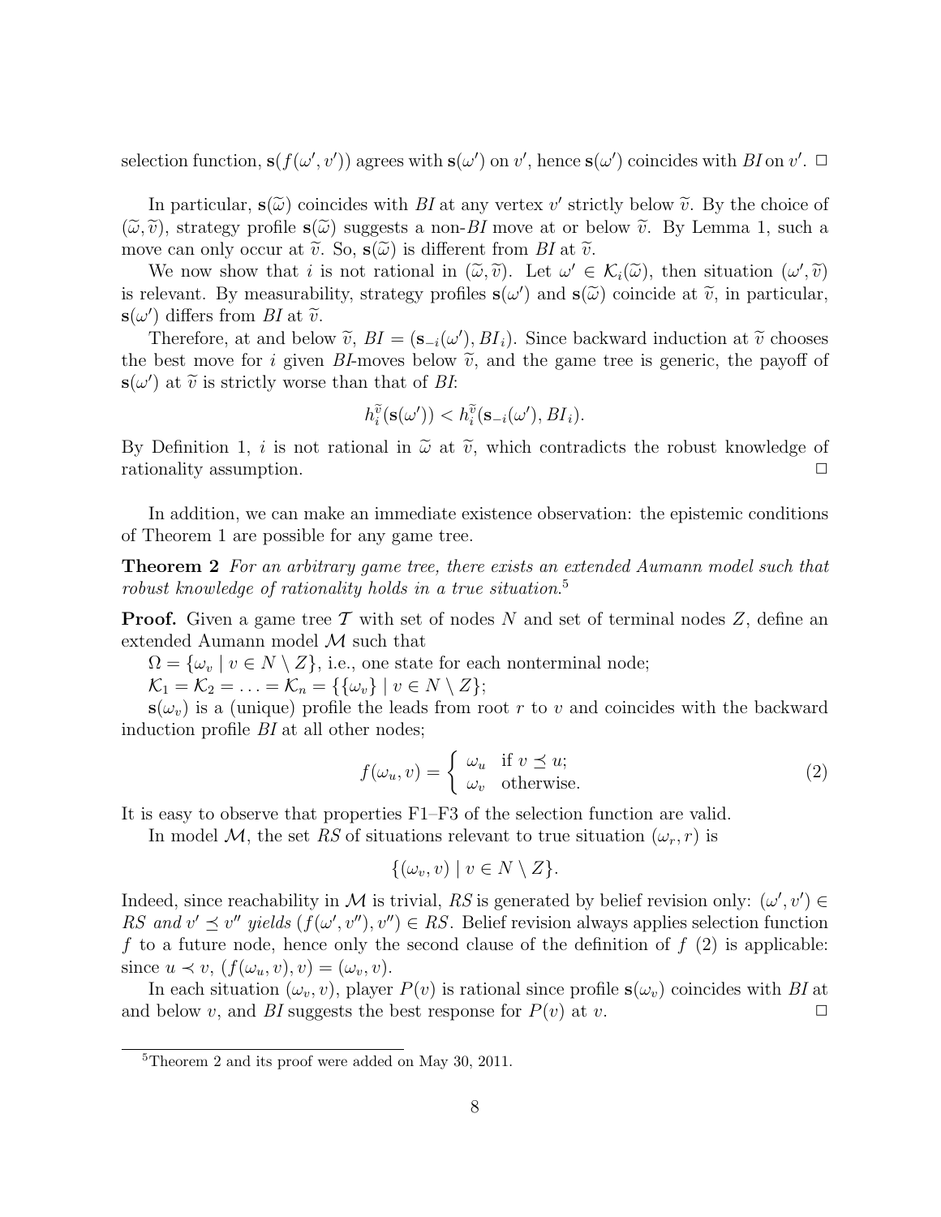selection function, $\mathbf{s}(f(\omega', v'))$ agrees with $\mathbf{s}(\omega')$ on $v'$, hence $\mathbf{s}(\omega')$ coincides with *BI* on $v'$. $\Box$

In particular, $\mathbf{s}(\widetilde{\omega})$ coincides with *BI* at any vertex $v'$ strictly below $\widetilde{v}$. By the choice of $(\widetilde{\omega}, \widetilde{v})$, strategy profile $\mathbf{s}(\widetilde{\omega})$ suggests a non-*BI* move at or below $\widetilde{v}$. By Lemma 1, such a move can only occur at $\widetilde{v}$. So, $\mathbf{s}(\widetilde{\omega})$ is different from *BI* at $\widetilde{v}$.

We now show that $i$ is not rational in $(\widetilde{\omega}, \widetilde{v})$. Let $\omega' \in \mathcal{K}_i(\widetilde{\omega})$, then situation $(\omega', \widetilde{v})$ is relevant. By measurability, strategy profiles $\mathbf{s}(\omega')$ and $\mathbf{s}(\widetilde{\omega})$ coincide at $\widetilde{v}$, in particular, $\mathbf{s}(\omega')$ differs from *BI* at $\widetilde{v}$.

Therefore, at and below $\widetilde{v}$, $BI = (\mathbf{s}_{-i}(\omega'), BI_i)$. Since backward induction at $\widetilde{v}$ chooses the best move for $i$ given *BI*-moves below $\widetilde{v}$, and the game tree is generic, the payoff of $\mathbf{s}(\omega')$ at $\widetilde{v}$ is strictly worse than that of *BI*:

$$h_i^{\widetilde{v}}(\mathbf{s}(\omega')) < h_i^{\widetilde{v}}(\mathbf{s}_{-i}(\omega'), BI_i).$$

By Definition 1, $i$ is not rational in $\widetilde{\omega}$ at $\widetilde{v}$, which contradicts the robust knowledge of rationality assumption. $\Box$

In addition, we can make an immediate existence observation: the epistemic conditions of Theorem 1 are possible for any game tree.

**Theorem 2** *For an arbitrary game tree, there exists an extended Aumann model such that robust knowledge of rationality holds in a true situation.*[5]

**Proof.** Given a game tree $\mathcal{T}$ with set of nodes $N$ and set of terminal nodes $Z$, define an extended Aumann model $\mathcal{M}$ such that

$\Omega = \{\omega_v \mid v \in N \setminus Z\}$, i.e., one state for each nonterminal node;

$\mathcal{K}_1 = \mathcal{K}_2 = \ldots = \mathcal{K}_n = \{\{\omega_v\} \mid v \in N \setminus Z\}$;

$\mathbf{s}(\omega_v)$ is a (unique) profile the leads from root $r$ to $v$ and coincides with the backward induction profile *BI* at all other nodes;

$$f(\omega_u, v) = \begin{cases} \omega_u & \text{if } v \preceq u; \\ \omega_v & \text{otherwise.} \end{cases} \tag{2}$$

It is easy to observe that properties F1–F3 of the selection function are valid.

In model $\mathcal{M}$, the set $RS$ of situations relevant to true situation $(\omega_r, r)$ is

$$\{(\omega_v, v) \mid v \in N \setminus Z\}.$$

Indeed, since reachability in $\mathcal{M}$ is trivial, $RS$ is generated by belief revision only: $(\omega', v') \in RS$ *and* $v' \preceq v''$ *yields* $(f(\omega', v''), v'') \in RS$. Belief revision always applies selection function $f$ to a future node, hence only the second clause of the definition of $f$ (2) is applicable: since $u \prec v$, $(f(\omega_u, v), v) = (\omega_v, v)$.

In each situation $(\omega_v, v)$, player $P(v)$ is rational since profile $\mathbf{s}(\omega_v)$ coincides with *BI* at and below $v$, and *BI* suggests the best response for $P(v)$ at $v$. $\Box$

[5] Theorem 2 and its proof were added on May 30, 2011.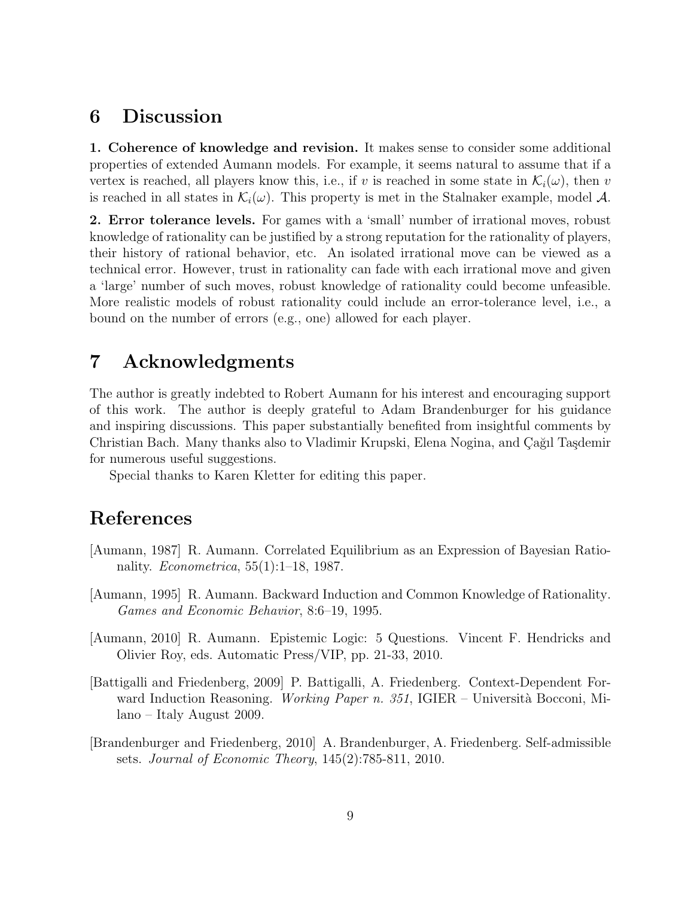## 6 Discussion

**1. Coherence of knowledge and revision.** It makes sense to consider some additional properties of extended Aumann models. For example, it seems natural to assume that if a vertex is reached, all players know this, i.e., if $v$ is reached in some state in $\mathcal{K}_i(\omega)$, then $v$ is reached in all states in $\mathcal{K}_i(\omega)$. This property is met in the Stalnaker example, model $\mathcal{A}$.

**2. Error tolerance levels.** For games with a 'small' number of irrational moves, robust knowledge of rationality can be justified by a strong reputation for the rationality of players, their history of rational behavior, etc. An isolated irrational move can be viewed as a technical error. However, trust in rationality can fade with each irrational move and given a 'large' number of such moves, robust knowledge of rationality could become unfeasible. More realistic models of robust rationality could include an error-tolerance level, i.e., a bound on the number of errors (e.g., one) allowed for each player.

## 7 Acknowledgments

The author is greatly indebted to Robert Aumann for his interest and encouraging support of this work. The author is deeply grateful to Adam Brandenburger for his guidance and inspiring discussions. This paper substantially benefited from insightful comments by Christian Bach. Many thanks also to Vladimir Krupski, Elena Nogina, and Çağıl Taşdemir for numerous useful suggestions.

Special thanks to Karen Kletter for editing this paper.

## References

[Aumann, 1987] R. Aumann. Correlated Equilibrium as an Expression of Bayesian Rationality. *Econometrica*, 55(1):1–18, 1987.

[Aumann, 1995] R. Aumann. Backward Induction and Common Knowledge of Rationality. *Games and Economic Behavior*, 8:6–19, 1995.

[Aumann, 2010] R. Aumann. Epistemic Logic: 5 Questions. Vincent F. Hendricks and Olivier Roy, eds. Automatic Press/VIP, pp. 21-33, 2010.

[Battigalli and Friedenberg, 2009] P. Battigalli, A. Friedenberg. Context-Dependent Forward Induction Reasoning. *Working Paper n. 351*, IGIER – Università Bocconi, Milano – Italy August 2009.

[Brandenburger and Friedenberg, 2010] A. Brandenburger, A. Friedenberg. Self-admissible sets. *Journal of Economic Theory*, 145(2):785-811, 2010.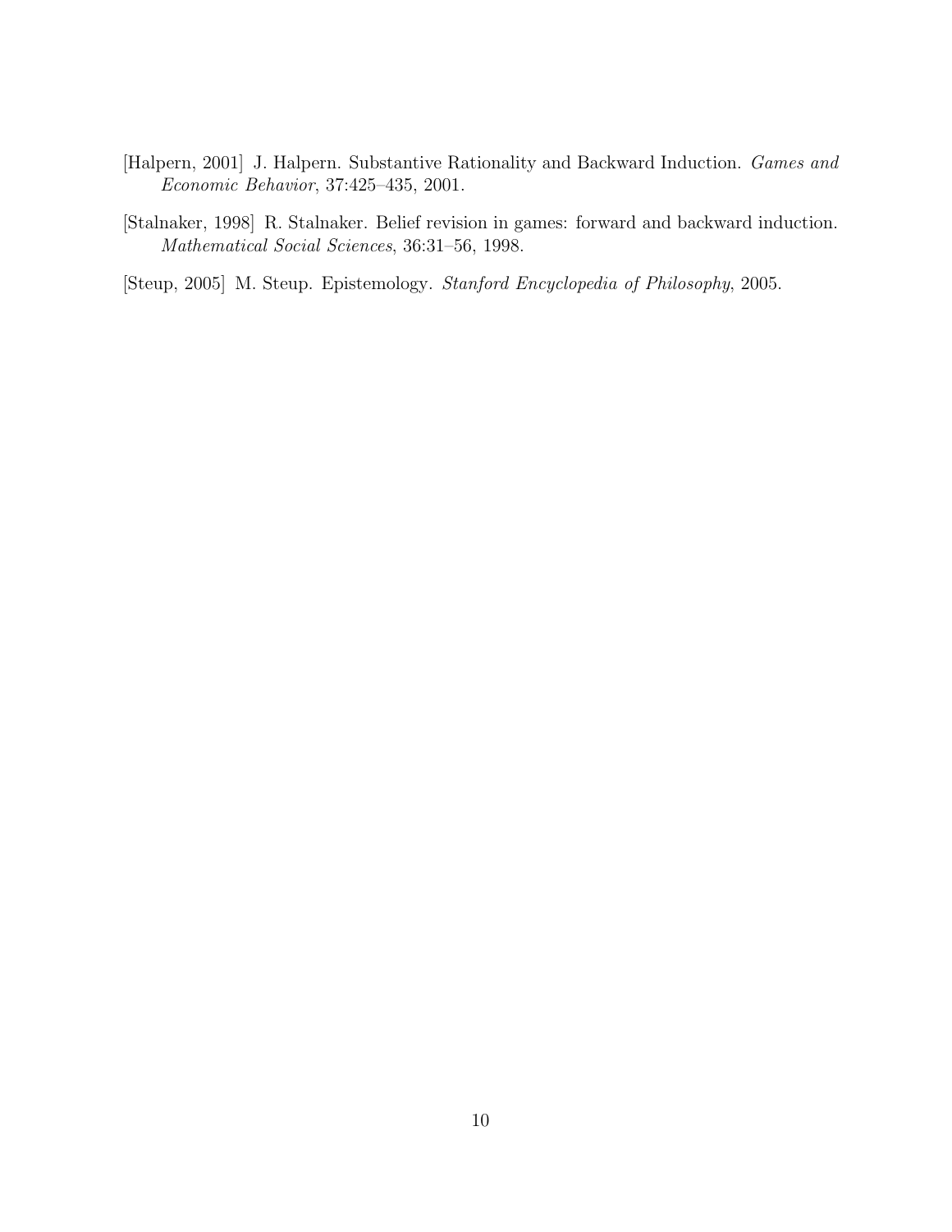[Halpern, 2001] J. Halpern. Substantive Rationality and Backward Induction. *Games and Economic Behavior*, 37:425–435, 2001.

[Stalnaker, 1998] R. Stalnaker. Belief revision in games: forward and backward induction. *Mathematical Social Sciences*, 36:31–56, 1998.

[Steup, 2005] M. Steup. Epistemology. *Stanford Encyclopedia of Philosophy*, 2005.